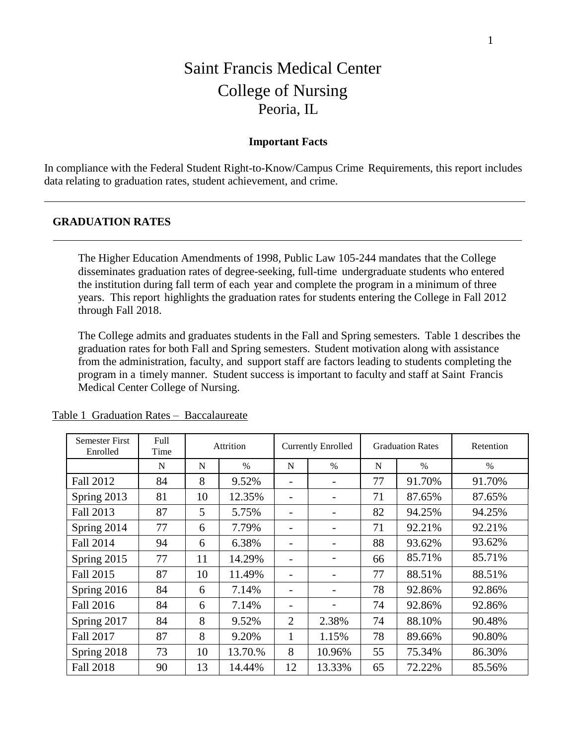# Saint Francis Medical Center
# College of Nursing
## Peoria, IL

**Important Facts**

In compliance with the Federal Student Right-to-Know/Campus Crime Requirements, this report includes data relating to graduation rates, student achievement, and crime.

---

## GRADUATION RATES

---

The Higher Education Amendments of 1998, Public Law 105-244 mandates that the College disseminates graduation rates of degree-seeking, full-time undergraduate students who entered the institution during fall term of each year and complete the program in a minimum of three years. This report highlights the graduation rates for students entering the College in Fall 2012 through Fall 2018.

The College admits and graduates students in the Fall and Spring semesters. Table 1 describes the graduation rates for both Fall and Spring semesters. Student motivation along with assistance from the administration, faculty, and support staff are factors leading to students completing the program in a timely manner. Student success is important to faculty and staff at Saint Francis Medical Center College of Nursing.

Table 1 Graduation Rates – Baccalaureate

| Semester First Enrolled | Full Time | Attrition | | Currently Enrolled | | Graduation Rates | | Retention |
|---|---|---|---|---|---|---|---|---|
| | N | N | % | N | % | N | % | % |
| Fall 2012 | 84 | 8 | 9.52% | - | - | 77 | 91.70% | 91.70% |
| Spring 2013 | 81 | 10 | 12.35% | - | - | 71 | 87.65% | 87.65% |
| Fall 2013 | 87 | 5 | 5.75% | - | - | 82 | 94.25% | 94.25% |
| Spring 2014 | 77 | 6 | 7.79% | - | - | 71 | 92.21% | 92.21% |
| Fall 2014 | 94 | 6 | 6.38% | - | - | 88 | 93.62% | 93.62% |
| Spring 2015 | 77 | 11 | 14.29% | - | - | 66 | 85.71% | 85.71% |
| Fall 2015 | 87 | 10 | 11.49% | - | - | 77 | 88.51% | 88.51% |
| Spring 2016 | 84 | 6 | 7.14% | - | - | 78 | 92.86% | 92.86% |
| Fall 2016 | 84 | 6 | 7.14% | - | - | 74 | 92.86% | 92.86% |
| Spring 2017 | 84 | 8 | 9.52% | 2 | 2.38% | 74 | 88.10% | 90.48% |
| Fall 2017 | 87 | 8 | 9.20% | 1 | 1.15% | 78 | 89.66% | 90.80% |
| Spring 2018 | 73 | 10 | 13.70.% | 8 | 10.96% | 55 | 75.34% | 86.30% |
| Fall 2018 | 90 | 13 | 14.44% | 12 | 13.33% | 65 | 72.22% | 85.56% |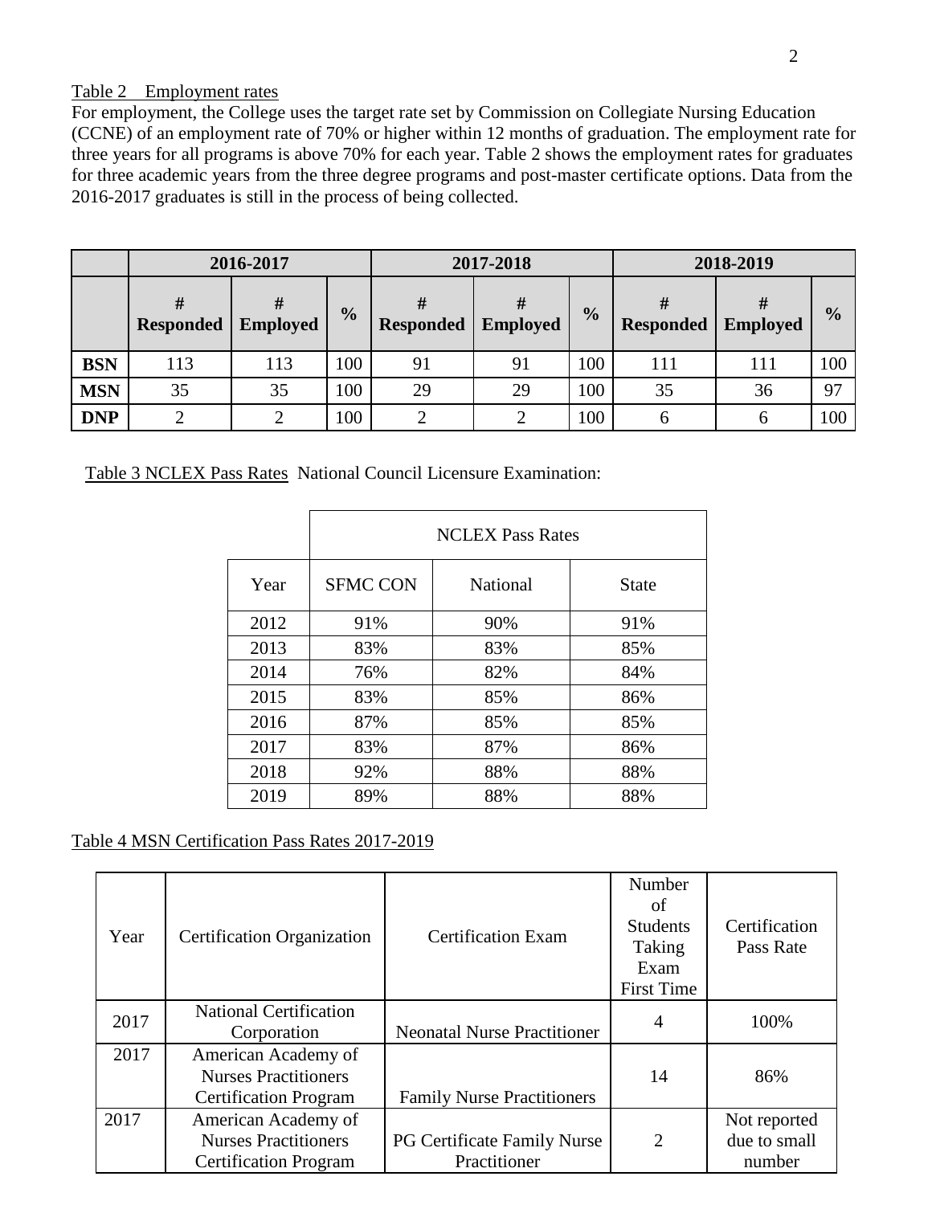Table 2 Employment rates

For employment, the College uses the target rate set by Commission on Collegiate Nursing Education (CCNE) of an employment rate of 70% or higher within 12 months of graduation. The employment rate for three years for all programs is above 70% for each year. Table 2 shows the employment rates for graduates for three academic years from the three degree programs and post-master certificate options. Data from the 2016-2017 graduates is still in the process of being collected.

| | 2016-2017 | | | 2017-2018 | | | 2018-2019 | | |
|---|---|---|---|---|---|---|---|---|---|
| | **# Responded** | **# Employed** | **%** | **# Responded** | **# Employed** | **%** | **# Responded** | **# Employed** | **%** |
| **BSN** | 113 | 113 | 100 | 91 | 91 | 100 | 111 | 111 | 100 |
| **MSN** | 35 | 35 | 100 | 29 | 29 | 100 | 35 | 36 | 97 |
| **DNP** | 2 | 2 | 100 | 2 | 2 | 100 | 6 | 6 | 100 |

Table 3 NCLEX Pass Rates National Council Licensure Examination:

| | NCLEX Pass Rates | | |
|---|---|---|---|
| Year | SFMC CON | National | State |
| 2012 | 91% | 90% | 91% |
| 2013 | 83% | 83% | 85% |
| 2014 | 76% | 82% | 84% |
| 2015 | 83% | 85% | 86% |
| 2016 | 87% | 85% | 85% |
| 2017 | 83% | 87% | 86% |
| 2018 | 92% | 88% | 88% |
| 2019 | 89% | 88% | 88% |

Table 4 MSN Certification Pass Rates 2017-2019

| Year | Certification Organization | Certification Exam | Number of Students Taking Exam First Time | Certification Pass Rate |
|---|---|---|---|---|
| 2017 | National Certification Corporation | Neonatal Nurse Practitioner | 4 | 100% |
| 2017 | American Academy of Nurses Practitioners Certification Program | Family Nurse Practitioners | 14 | 86% |
| 2017 | American Academy of Nurses Practitioners Certification Program | PG Certificate Family Nurse Practitioner | 2 | Not reported due to small number |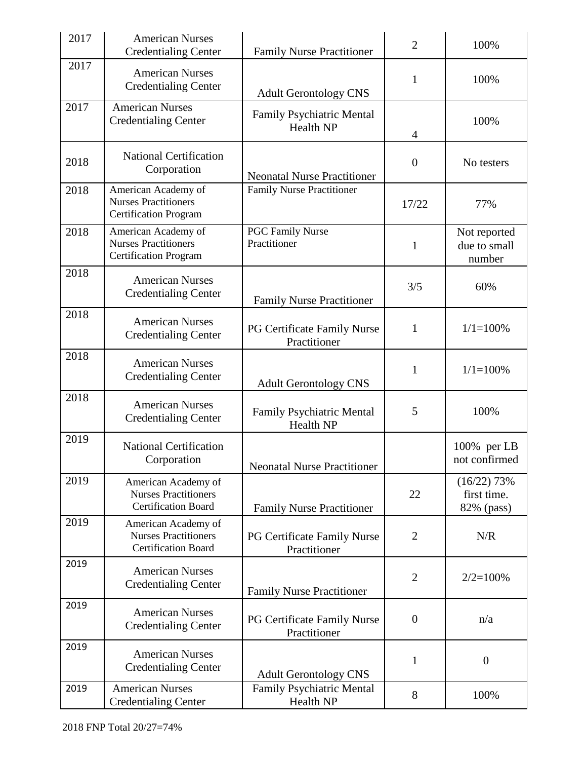| 2017 | American Nurses Credentialing Center | Family Nurse Practitioner | 2 | 100% |
|---|---|---|---|---|
| 2017 | American Nurses Credentialing Center | Adult Gerontology CNS | 1 | 100% |
| 2017 | American Nurses Credentialing Center | Family Psychiatric Mental Health NP | 4 | 100% |
| 2018 | National Certification Corporation | Neonatal Nurse Practitioner | 0 | No testers |
| 2018 | American Academy of Nurses Practitioners Certification Program | Family Nurse Practitioner | 17/22 | 77% |
| 2018 | American Academy of Nurses Practitioners Certification Program | PGC Family Nurse Practitioner | 1 | Not reported due to small number |
| 2018 | American Nurses Credentialing Center | Family Nurse Practitioner | 3/5 | 60% |
| 2018 | American Nurses Credentialing Center | PG Certificate Family Nurse Practitioner | 1 | 1/1=100% |
| 2018 | American Nurses Credentialing Center | Adult Gerontology CNS | 1 | 1/1=100% |
| 2018 | American Nurses Credentialing Center | Family Psychiatric Mental Health NP | 5 | 100% |
| 2019 | National Certification Corporation | Neonatal Nurse Practitioner | | 100% per LB not confirmed |
| 2019 | American Academy of Nurses Practitioners Certification Board | Family Nurse Practitioner | 22 | (16/22) 73% first time. 82% (pass) |
| 2019 | American Academy of Nurses Practitioners Certification Board | PG Certificate Family Nurse Practitioner | 2 | N/R |
| 2019 | American Nurses Credentialing Center | Family Nurse Practitioner | 2 | 2/2=100% |
| 2019 | American Nurses Credentialing Center | PG Certificate Family Nurse Practitioner | 0 | n/a |
| 2019 | American Nurses Credentialing Center | Adult Gerontology CNS | 1 | 0 |
| 2019 | American Nurses Credentialing Center | Family Psychiatric Mental Health NP | 8 | 100% |

2018 FNP Total 20/27=74%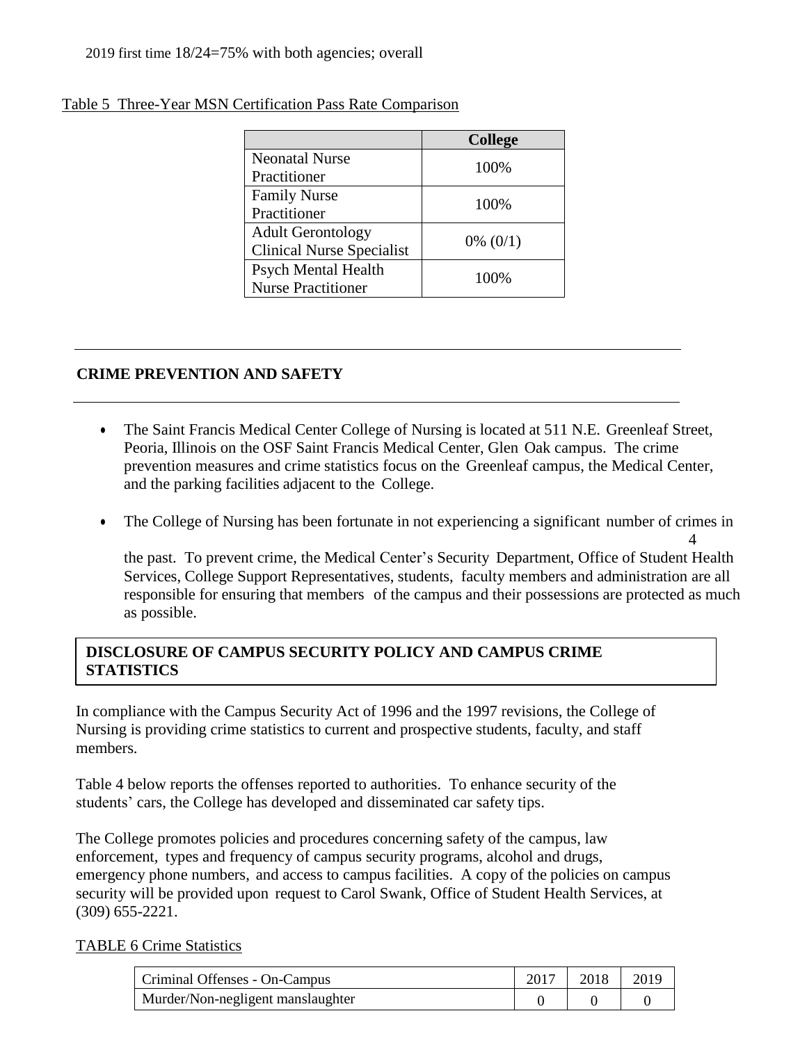2019 first time 18/24=75% with both agencies; overall

Table 5 Three-Year MSN Certification Pass Rate Comparison

| | College |
|---|---|
| Neonatal Nurse Practitioner | 100% |
| Family Nurse Practitioner | 100% |
| Adult Gerontology Clinical Nurse Specialist | 0% (0/1) |
| Psych Mental Health Nurse Practitioner | 100% |

---

## CRIME PREVENTION AND SAFETY

---

- The Saint Francis Medical Center College of Nursing is located at 511 N.E. Greenleaf Street, Peoria, Illinois on the OSF Saint Francis Medical Center, Glen Oak campus. The crime prevention measures and crime statistics focus on the Greenleaf campus, the Medical Center, and the parking facilities adjacent to the College.
- The College of Nursing has been fortunate in not experiencing a significant number of crimes in the past. To prevent crime, the Medical Center's Security Department, Office of Student Health Services, College Support Representatives, students, faculty members and administration are all responsible for ensuring that members of the campus and their possessions are protected as much as possible.

## DISCLOSURE OF CAMPUS SECURITY POLICY AND CAMPUS CRIME STATISTICS

In compliance with the Campus Security Act of 1996 and the 1997 revisions, the College of Nursing is providing crime statistics to current and prospective students, faculty, and staff members.

Table 4 below reports the offenses reported to authorities. To enhance security of the students' cars, the College has developed and disseminated car safety tips.

The College promotes policies and procedures concerning safety of the campus, law enforcement, types and frequency of campus security programs, alcohol and drugs, emergency phone numbers, and access to campus facilities. A copy of the policies on campus security will be provided upon request to Carol Swank, Office of Student Health Services, at (309) 655-2221.

TABLE 6 Crime Statistics

| Criminal Offenses - On-Campus | 2017 | 2018 | 2019 |
|---|---|---|---|
| Murder/Non-negligent manslaughter | 0 | 0 | 0 |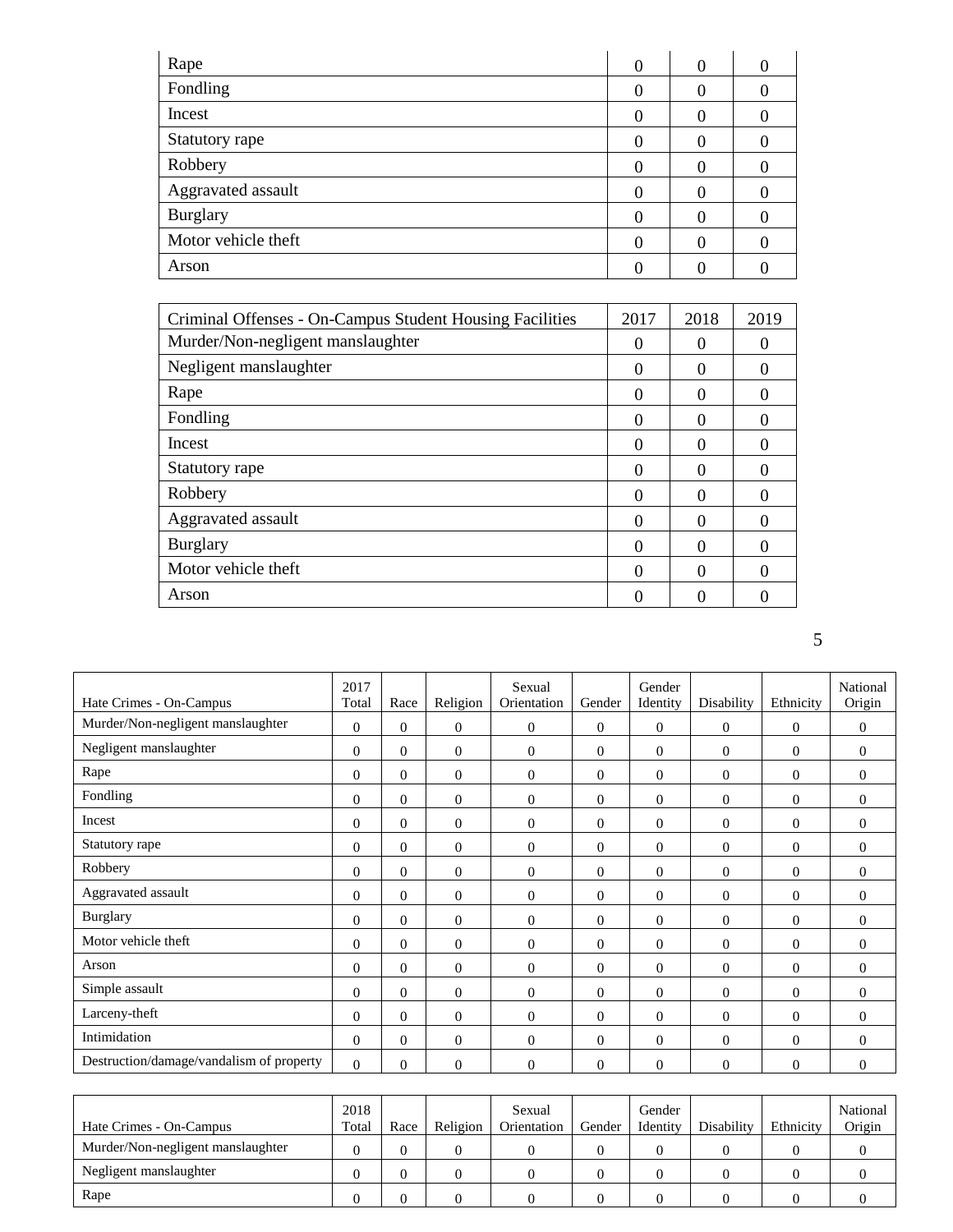| | | | |
|---|---|---|---|
| Rape | 0 | 0 | 0 |
| Fondling | 0 | 0 | 0 |
| Incest | 0 | 0 | 0 |
| Statutory rape | 0 | 0 | 0 |
| Robbery | 0 | 0 | 0 |
| Aggravated assault | 0 | 0 | 0 |
| Burglary | 0 | 0 | 0 |
| Motor vehicle theft | 0 | 0 | 0 |
| Arson | 0 | 0 | 0 |

| Criminal Offenses - On-Campus Student Housing Facilities | 2017 | 2018 | 2019 |
|---|---|---|---|
| Murder/Non-negligent manslaughter | 0 | 0 | 0 |
| Negligent manslaughter | 0 | 0 | 0 |
| Rape | 0 | 0 | 0 |
| Fondling | 0 | 0 | 0 |
| Incest | 0 | 0 | 0 |
| Statutory rape | 0 | 0 | 0 |
| Robbery | 0 | 0 | 0 |
| Aggravated assault | 0 | 0 | 0 |
| Burglary | 0 | 0 | 0 |
| Motor vehicle theft | 0 | 0 | 0 |
| Arson | 0 | 0 | 0 |

| Hate Crimes - On-Campus | 2017 Total | Race | Religion | Sexual Orientation | Gender | Gender Identity | Disability | Ethnicity | National Origin |
|---|---|---|---|---|---|---|---|---|---|
| Murder/Non-negligent manslaughter | 0 | 0 | 0 | 0 | 0 | 0 | 0 | 0 | 0 |
| Negligent manslaughter | 0 | 0 | 0 | 0 | 0 | 0 | 0 | 0 | 0 |
| Rape | 0 | 0 | 0 | 0 | 0 | 0 | 0 | 0 | 0 |
| Fondling | 0 | 0 | 0 | 0 | 0 | 0 | 0 | 0 | 0 |
| Incest | 0 | 0 | 0 | 0 | 0 | 0 | 0 | 0 | 0 |
| Statutory rape | 0 | 0 | 0 | 0 | 0 | 0 | 0 | 0 | 0 |
| Robbery | 0 | 0 | 0 | 0 | 0 | 0 | 0 | 0 | 0 |
| Aggravated assault | 0 | 0 | 0 | 0 | 0 | 0 | 0 | 0 | 0 |
| Burglary | 0 | 0 | 0 | 0 | 0 | 0 | 0 | 0 | 0 |
| Motor vehicle theft | 0 | 0 | 0 | 0 | 0 | 0 | 0 | 0 | 0 |
| Arson | 0 | 0 | 0 | 0 | 0 | 0 | 0 | 0 | 0 |
| Simple assault | 0 | 0 | 0 | 0 | 0 | 0 | 0 | 0 | 0 |
| Larceny-theft | 0 | 0 | 0 | 0 | 0 | 0 | 0 | 0 | 0 |
| Intimidation | 0 | 0 | 0 | 0 | 0 | 0 | 0 | 0 | 0 |
| Destruction/damage/vandalism of property | 0 | 0 | 0 | 0 | 0 | 0 | 0 | 0 | 0 |

| Hate Crimes - On-Campus | 2018 Total | Race | Religion | Sexual Orientation | Gender | Gender Identity | Disability | Ethnicity | National Origin |
|---|---|---|---|---|---|---|---|---|---|
| Murder/Non-negligent manslaughter | 0 | 0 | 0 | 0 | 0 | 0 | 0 | 0 | 0 |
| Negligent manslaughter | 0 | 0 | 0 | 0 | 0 | 0 | 0 | 0 | 0 |
| Rape | 0 | 0 | 0 | 0 | 0 | 0 | 0 | 0 | 0 |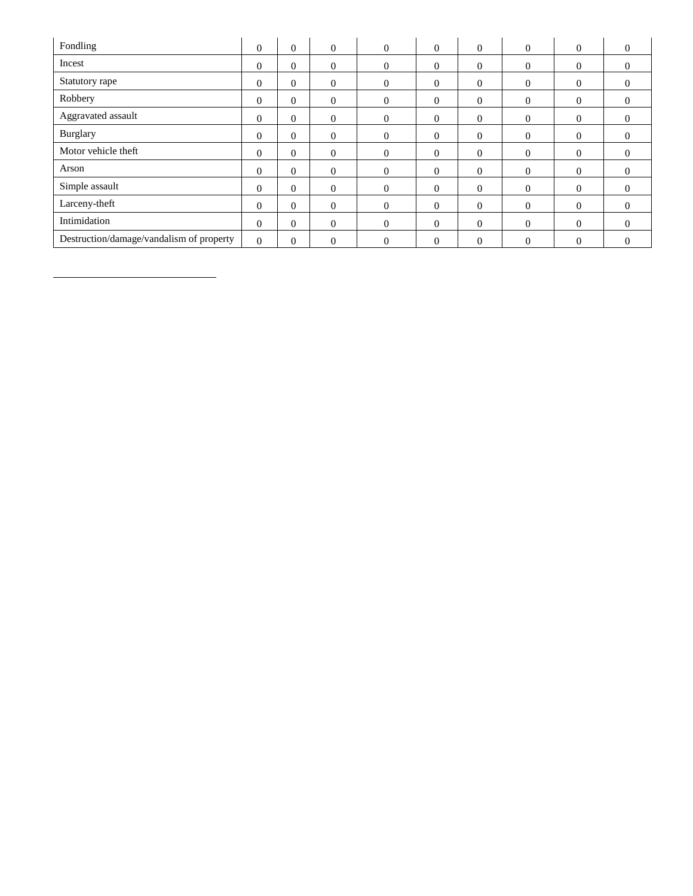| | | | | | | | | | |
|---|---|---|---|---|---|---|---|---|---|
| Fondling | 0 | 0 | 0 | 0 | 0 | 0 | 0 | 0 | 0 |
| Incest | 0 | 0 | 0 | 0 | 0 | 0 | 0 | 0 | 0 |
| Statutory rape | 0 | 0 | 0 | 0 | 0 | 0 | 0 | 0 | 0 |
| Robbery | 0 | 0 | 0 | 0 | 0 | 0 | 0 | 0 | 0 |
| Aggravated assault | 0 | 0 | 0 | 0 | 0 | 0 | 0 | 0 | 0 |
| Burglary | 0 | 0 | 0 | 0 | 0 | 0 | 0 | 0 | 0 |
| Motor vehicle theft | 0 | 0 | 0 | 0 | 0 | 0 | 0 | 0 | 0 |
| Arson | 0 | 0 | 0 | 0 | 0 | 0 | 0 | 0 | 0 |
| Simple assault | 0 | 0 | 0 | 0 | 0 | 0 | 0 | 0 | 0 |
| Larceny-theft | 0 | 0 | 0 | 0 | 0 | 0 | 0 | 0 | 0 |
| Intimidation | 0 | 0 | 0 | 0 | 0 | 0 | 0 | 0 | 0 |
| Destruction/damage/vandalism of property | 0 | 0 | 0 | 0 | 0 | 0 | 0 | 0 | 0 |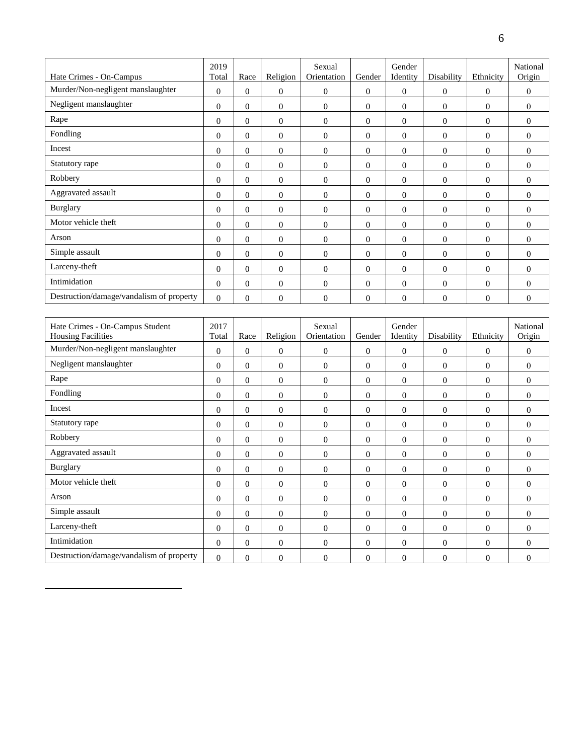| Hate Crimes - On-Campus | 2019 Total | Race | Religion | Sexual Orientation | Gender | Gender Identity | Disability | Ethnicity | National Origin |
|---|---|---|---|---|---|---|---|---|---|
| Murder/Non-negligent manslaughter | 0 | 0 | 0 | 0 | 0 | 0 | 0 | 0 | 0 |
| Negligent manslaughter | 0 | 0 | 0 | 0 | 0 | 0 | 0 | 0 | 0 |
| Rape | 0 | 0 | 0 | 0 | 0 | 0 | 0 | 0 | 0 |
| Fondling | 0 | 0 | 0 | 0 | 0 | 0 | 0 | 0 | 0 |
| Incest | 0 | 0 | 0 | 0 | 0 | 0 | 0 | 0 | 0 |
| Statutory rape | 0 | 0 | 0 | 0 | 0 | 0 | 0 | 0 | 0 |
| Robbery | 0 | 0 | 0 | 0 | 0 | 0 | 0 | 0 | 0 |
| Aggravated assault | 0 | 0 | 0 | 0 | 0 | 0 | 0 | 0 | 0 |
| Burglary | 0 | 0 | 0 | 0 | 0 | 0 | 0 | 0 | 0 |
| Motor vehicle theft | 0 | 0 | 0 | 0 | 0 | 0 | 0 | 0 | 0 |
| Arson | 0 | 0 | 0 | 0 | 0 | 0 | 0 | 0 | 0 |
| Simple assault | 0 | 0 | 0 | 0 | 0 | 0 | 0 | 0 | 0 |
| Larceny-theft | 0 | 0 | 0 | 0 | 0 | 0 | 0 | 0 | 0 |
| Intimidation | 0 | 0 | 0 | 0 | 0 | 0 | 0 | 0 | 0 |
| Destruction/damage/vandalism of property | 0 | 0 | 0 | 0 | 0 | 0 | 0 | 0 | 0 |

| Hate Crimes - On-Campus Student Housing Facilities | 2017 Total | Race | Religion | Sexual Orientation | Gender | Gender Identity | Disability | Ethnicity | National Origin |
|---|---|---|---|---|---|---|---|---|---|
| Murder/Non-negligent manslaughter | 0 | 0 | 0 | 0 | 0 | 0 | 0 | 0 | 0 |
| Negligent manslaughter | 0 | 0 | 0 | 0 | 0 | 0 | 0 | 0 | 0 |
| Rape | 0 | 0 | 0 | 0 | 0 | 0 | 0 | 0 | 0 |
| Fondling | 0 | 0 | 0 | 0 | 0 | 0 | 0 | 0 | 0 |
| Incest | 0 | 0 | 0 | 0 | 0 | 0 | 0 | 0 | 0 |
| Statutory rape | 0 | 0 | 0 | 0 | 0 | 0 | 0 | 0 | 0 |
| Robbery | 0 | 0 | 0 | 0 | 0 | 0 | 0 | 0 | 0 |
| Aggravated assault | 0 | 0 | 0 | 0 | 0 | 0 | 0 | 0 | 0 |
| Burglary | 0 | 0 | 0 | 0 | 0 | 0 | 0 | 0 | 0 |
| Motor vehicle theft | 0 | 0 | 0 | 0 | 0 | 0 | 0 | 0 | 0 |
| Arson | 0 | 0 | 0 | 0 | 0 | 0 | 0 | 0 | 0 |
| Simple assault | 0 | 0 | 0 | 0 | 0 | 0 | 0 | 0 | 0 |
| Larceny-theft | 0 | 0 | 0 | 0 | 0 | 0 | 0 | 0 | 0 |
| Intimidation | 0 | 0 | 0 | 0 | 0 | 0 | 0 | 0 | 0 |
| Destruction/damage/vandalism of property | 0 | 0 | 0 | 0 | 0 | 0 | 0 | 0 | 0 |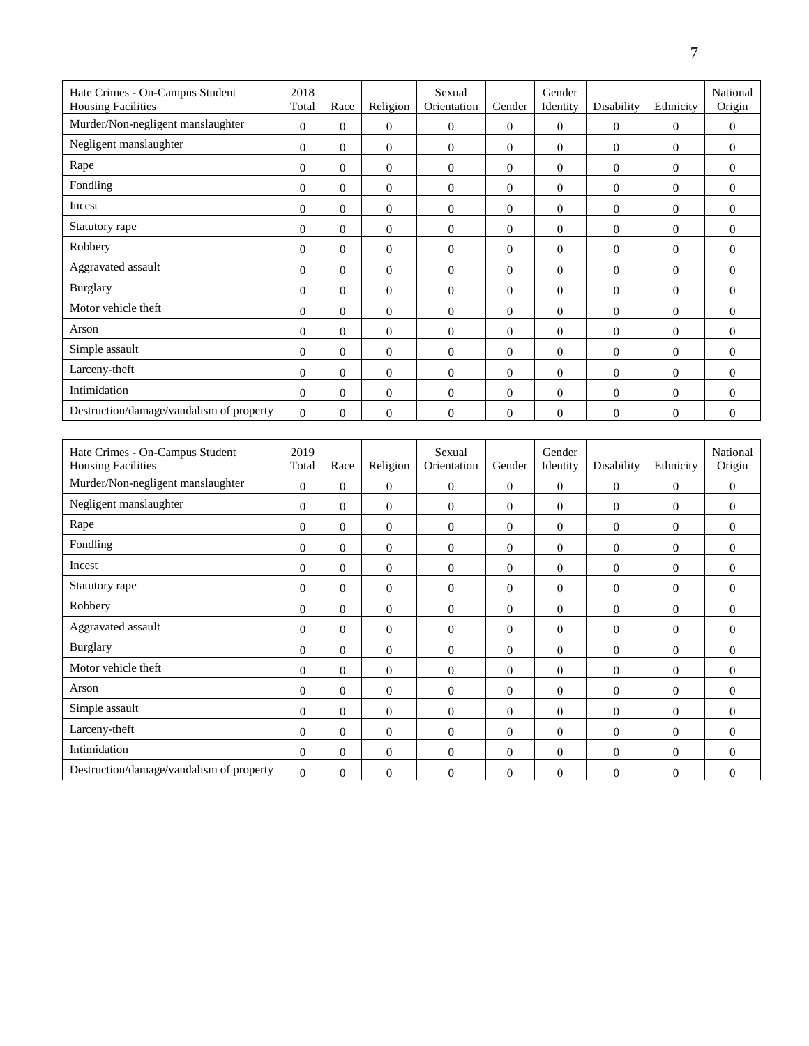| Hate Crimes - On-Campus Student Housing Facilities | 2018 Total | Race | Religion | Sexual Orientation | Gender | Gender Identity | Disability | Ethnicity | National Origin |
|---|---|---|---|---|---|---|---|---|---|
| Murder/Non-negligent manslaughter | 0 | 0 | 0 | 0 | 0 | 0 | 0 | 0 | 0 |
| Negligent manslaughter | 0 | 0 | 0 | 0 | 0 | 0 | 0 | 0 | 0 |
| Rape | 0 | 0 | 0 | 0 | 0 | 0 | 0 | 0 | 0 |
| Fondling | 0 | 0 | 0 | 0 | 0 | 0 | 0 | 0 | 0 |
| Incest | 0 | 0 | 0 | 0 | 0 | 0 | 0 | 0 | 0 |
| Statutory rape | 0 | 0 | 0 | 0 | 0 | 0 | 0 | 0 | 0 |
| Robbery | 0 | 0 | 0 | 0 | 0 | 0 | 0 | 0 | 0 |
| Aggravated assault | 0 | 0 | 0 | 0 | 0 | 0 | 0 | 0 | 0 |
| Burglary | 0 | 0 | 0 | 0 | 0 | 0 | 0 | 0 | 0 |
| Motor vehicle theft | 0 | 0 | 0 | 0 | 0 | 0 | 0 | 0 | 0 |
| Arson | 0 | 0 | 0 | 0 | 0 | 0 | 0 | 0 | 0 |
| Simple assault | 0 | 0 | 0 | 0 | 0 | 0 | 0 | 0 | 0 |
| Larceny-theft | 0 | 0 | 0 | 0 | 0 | 0 | 0 | 0 | 0 |
| Intimidation | 0 | 0 | 0 | 0 | 0 | 0 | 0 | 0 | 0 |
| Destruction/damage/vandalism of property | 0 | 0 | 0 | 0 | 0 | 0 | 0 | 0 | 0 |

| Hate Crimes - On-Campus Student Housing Facilities | 2019 Total | Race | Religion | Sexual Orientation | Gender | Gender Identity | Disability | Ethnicity | National Origin |
|---|---|---|---|---|---|---|---|---|---|
| Murder/Non-negligent manslaughter | 0 | 0 | 0 | 0 | 0 | 0 | 0 | 0 | 0 |
| Negligent manslaughter | 0 | 0 | 0 | 0 | 0 | 0 | 0 | 0 | 0 |
| Rape | 0 | 0 | 0 | 0 | 0 | 0 | 0 | 0 | 0 |
| Fondling | 0 | 0 | 0 | 0 | 0 | 0 | 0 | 0 | 0 |
| Incest | 0 | 0 | 0 | 0 | 0 | 0 | 0 | 0 | 0 |
| Statutory rape | 0 | 0 | 0 | 0 | 0 | 0 | 0 | 0 | 0 |
| Robbery | 0 | 0 | 0 | 0 | 0 | 0 | 0 | 0 | 0 |
| Aggravated assault | 0 | 0 | 0 | 0 | 0 | 0 | 0 | 0 | 0 |
| Burglary | 0 | 0 | 0 | 0 | 0 | 0 | 0 | 0 | 0 |
| Motor vehicle theft | 0 | 0 | 0 | 0 | 0 | 0 | 0 | 0 | 0 |
| Arson | 0 | 0 | 0 | 0 | 0 | 0 | 0 | 0 | 0 |
| Simple assault | 0 | 0 | 0 | 0 | 0 | 0 | 0 | 0 | 0 |
| Larceny-theft | 0 | 0 | 0 | 0 | 0 | 0 | 0 | 0 | 0 |
| Intimidation | 0 | 0 | 0 | 0 | 0 | 0 | 0 | 0 | 0 |
| Destruction/damage/vandalism of property | 0 | 0 | 0 | 0 | 0 | 0 | 0 | 0 | 0 |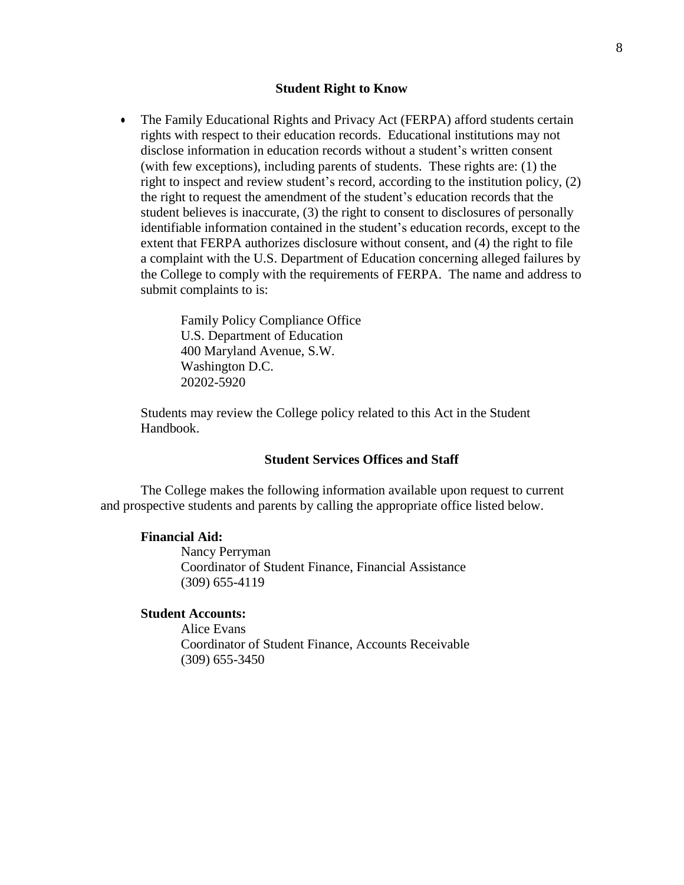## Student Right to Know

- The Family Educational Rights and Privacy Act (FERPA) afford students certain rights with respect to their education records. Educational institutions may not disclose information in education records without a student's written consent (with few exceptions), including parents of students. These rights are: (1) the right to inspect and review student's record, according to the institution policy, (2) the right to request the amendment of the student's education records that the student believes is inaccurate, (3) the right to consent to disclosures of personally identifiable information contained in the student's education records, except to the extent that FERPA authorizes disclosure without consent, and (4) the right to file a complaint with the U.S. Department of Education concerning alleged failures by the College to comply with the requirements of FERPA. The name and address to submit complaints to is:

  Family Policy Compliance Office
  U.S. Department of Education
  400 Maryland Avenue, S.W.
  Washington D.C.
  20202-5920

  Students may review the College policy related to this Act in the Student Handbook.

## Student Services Offices and Staff

The College makes the following information available upon request to current and prospective students and parents by calling the appropriate office listed below.

**Financial Aid:**

Nancy Perryman
Coordinator of Student Finance, Financial Assistance
(309) 655-4119

**Student Accounts:**

Alice Evans
Coordinator of Student Finance, Accounts Receivable
(309) 655-3450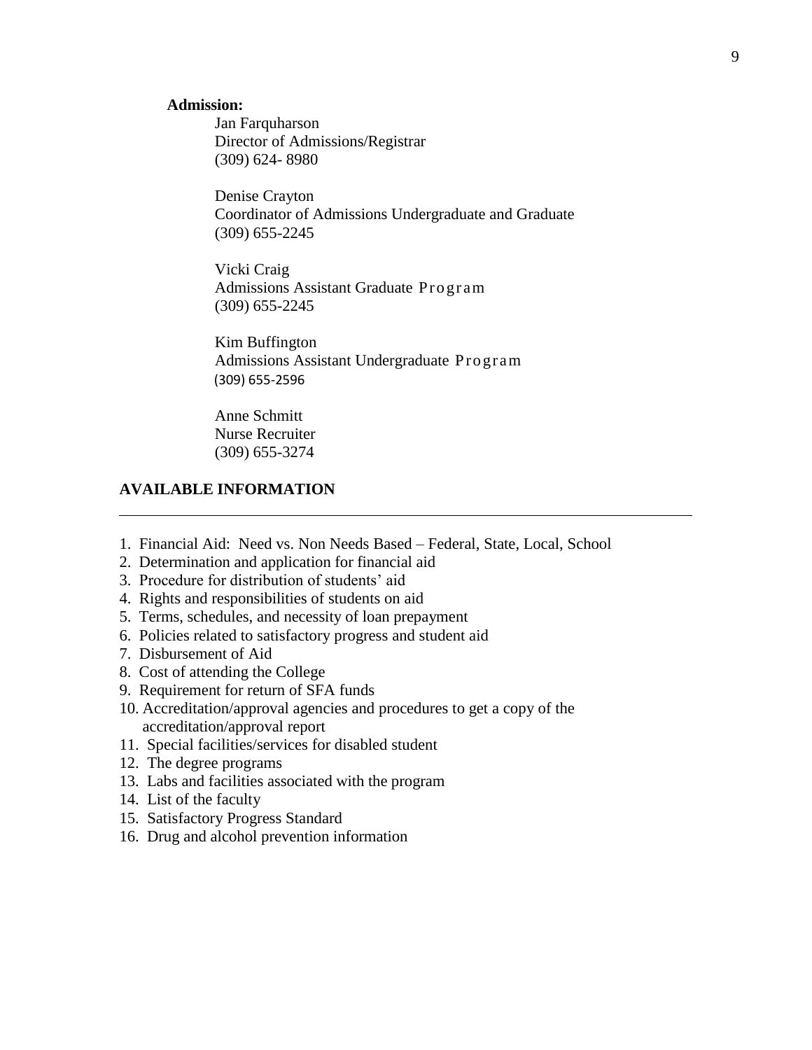**Admission:**

Jan Farquharson
Director of Admissions/Registrar
(309) 624- 8980

Denise Crayton
Coordinator of Admissions Undergraduate and Graduate
(309) 655-2245

Vicki Craig
Admissions Assistant Graduate Program
(309) 655-2245

Kim Buffington
Admissions Assistant Undergraduate Program
(309) 655-2596

Anne Schmitt
Nurse Recruiter
(309) 655-3274

## AVAILABLE INFORMATION

1. Financial Aid: Need vs. Non Needs Based – Federal, State, Local, School
2. Determination and application for financial aid
3. Procedure for distribution of students' aid
4. Rights and responsibilities of students on aid
5. Terms, schedules, and necessity of loan prepayment
6. Policies related to satisfactory progress and student aid
7. Disbursement of Aid
8. Cost of attending the College
9. Requirement for return of SFA funds
10. Accreditation/approval agencies and procedures to get a copy of the accreditation/approval report
11. Special facilities/services for disabled student
12. The degree programs
13. Labs and facilities associated with the program
14. List of the faculty
15. Satisfactory Progress Standard
16. Drug and alcohol prevention information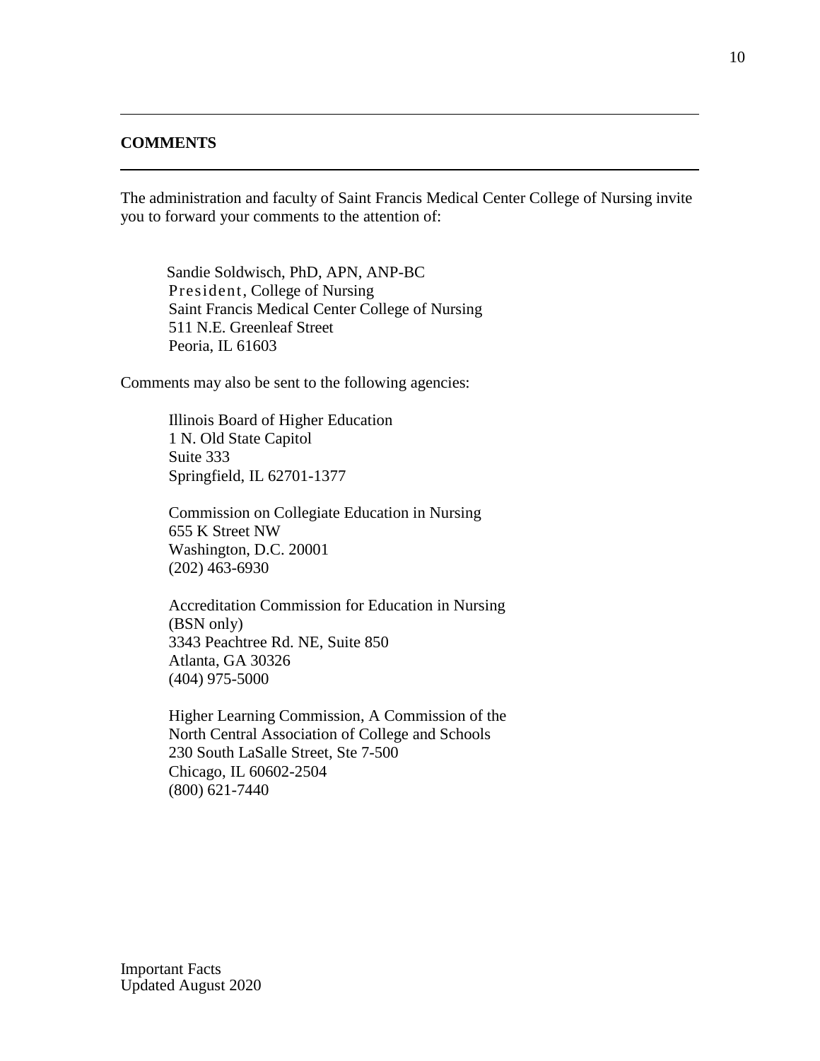## COMMENTS

The administration and faculty of Saint Francis Medical Center College of Nursing invite you to forward your comments to the attention of:

Sandie Soldwisch, PhD, APN, ANP-BC
President, College of Nursing
Saint Francis Medical Center College of Nursing
511 N.E. Greenleaf Street
Peoria, IL 61603

Comments may also be sent to the following agencies:

Illinois Board of Higher Education
1 N. Old State Capitol
Suite 333
Springfield, IL 62701-1377

Commission on Collegiate Education in Nursing
655 K Street NW
Washington, D.C. 20001
(202) 463-6930

Accreditation Commission for Education in Nursing
(BSN only)
3343 Peachtree Rd. NE, Suite 850
Atlanta, GA 30326
(404) 975-5000

Higher Learning Commission, A Commission of the
North Central Association of College and Schools
230 South LaSalle Street, Ste 7-500
Chicago, IL 60602-2504
(800) 621-7440

Important Facts
Updated August 2020